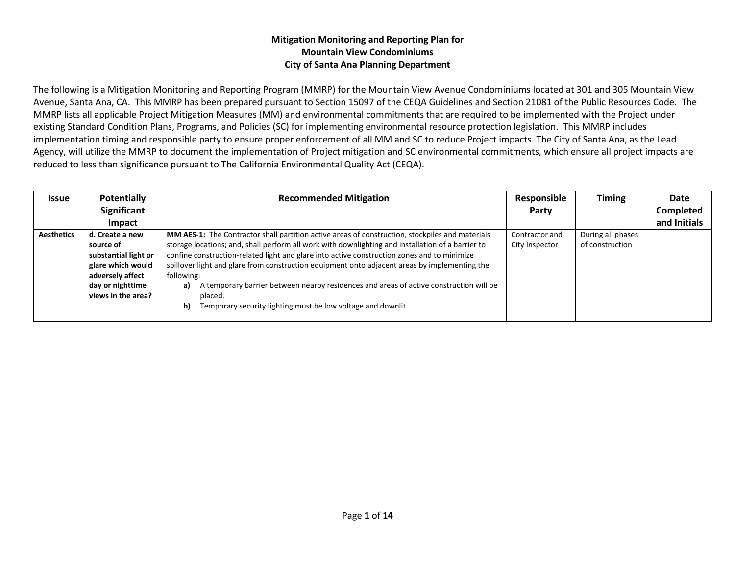**Mitigation Monitoring and Reporting Plan for**
**Mountain View Condominiums**
**City of Santa Ana Planning Department**

The following is a Mitigation Monitoring and Reporting Program (MMRP) for the Mountain View Avenue Condominiums located at 301 and 305 Mountain View Avenue, Santa Ana, CA. This MMRP has been prepared pursuant to Section 15097 of the CEQA Guidelines and Section 21081 of the Public Resources Code. The MMRP lists all applicable Project Mitigation Measures (MM) and environmental commitments that are required to be implemented with the Project under existing Standard Condition Plans, Programs, and Policies (SC) for implementing environmental resource protection legislation. This MMRP includes implementation timing and responsible party to ensure proper enforcement of all MM and SC to reduce Project impacts. The City of Santa Ana, as the Lead Agency, will utilize the MMRP to document the implementation of Project mitigation and SC environmental commitments, which ensure all project impacts are reduced to less than significance pursuant to The California Environmental Quality Act (CEQA).

| Issue | Potentially Significant Impact | Recommended Mitigation | Responsible Party | Timing | Date Completed and Initials |
|---|---|---|---|---|---|
| **Aesthetics** | **d. Create a new source of substantial light or glare which would adversely affect day or nighttime views in the area?** | **MM AES-1:** The Contractor shall partition active areas of construction, stockpiles and materials storage locations; and, shall perform all work with downlighting and installation of a barrier to confine construction-related light and glare into active construction zones and to minimize spillover light and glare from construction equipment onto adjacent areas by implementing the following:<br>**a)** A temporary barrier between nearby residences and areas of active construction will be placed.<br>**b)** Temporary security lighting must be low voltage and downlit. | Contractor and City Inspector | During all phases of construction | |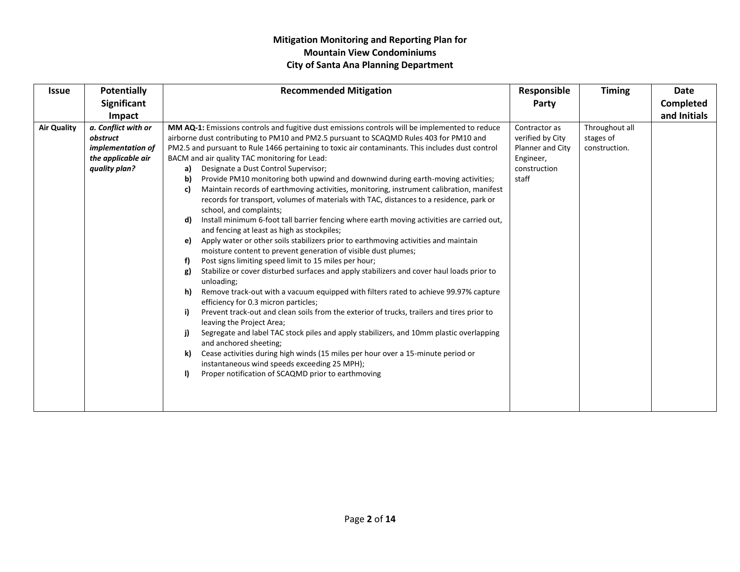**Mitigation Monitoring and Reporting Plan for**
**Mountain View Condominiums**
**City of Santa Ana Planning Department**

| Issue | Potentially Significant Impact | Recommended Mitigation | Responsible Party | Timing | Date Completed and Initials |
|---|---|---|---|---|---|
| **Air Quality** | ***a. Conflict with or obstruct implementation of the applicable air quality plan?*** | **MM AQ-1:** Emissions controls and fugitive dust emissions controls will be implemented to reduce airborne dust contributing to PM10 and PM2.5 pursuant to SCAQMD Rules 403 for PM10 and PM2.5 and pursuant to Rule 1466 pertaining to toxic air contaminants. This includes dust control BACM and air quality TAC monitoring for Lead:<br>**a)** Designate a Dust Control Supervisor;<br>**b)** Provide PM10 monitoring both upwind and downwind during earth-moving activities;<br>**c)** Maintain records of earthmoving activities, monitoring, instrument calibration, manifest records for transport, volumes of materials with TAC, distances to a residence, park or school, and complaints;<br>**d)** Install minimum 6-foot tall barrier fencing where earth moving activities are carried out, and fencing at least as high as stockpiles;<br>**e)** Apply water or other soils stabilizers prior to earthmoving activities and maintain moisture content to prevent generation of visible dust plumes;<br>**f)** Post signs limiting speed limit to 15 miles per hour;<br>**g)** Stabilize or cover disturbed surfaces and apply stabilizers and cover haul loads prior to unloading;<br>**h)** Remove track-out with a vacuum equipped with filters rated to achieve 99.97% capture efficiency for 0.3 micron particles;<br>**i)** Prevent track-out and clean soils from the exterior of trucks, trailers and tires prior to leaving the Project Area;<br>**j)** Segregate and label TAC stock piles and apply stabilizers, and 10mm plastic overlapping and anchored sheeting;<br>**k)** Cease activities during high winds (15 miles per hour over a 15-minute period or instantaneous wind speeds exceeding 25 MPH);<br>**l)** Proper notification of SCAQMD prior to earthmoving | Contractor as verified by City Planner and City Engineer, construction staff | Throughout all stages of construction. | |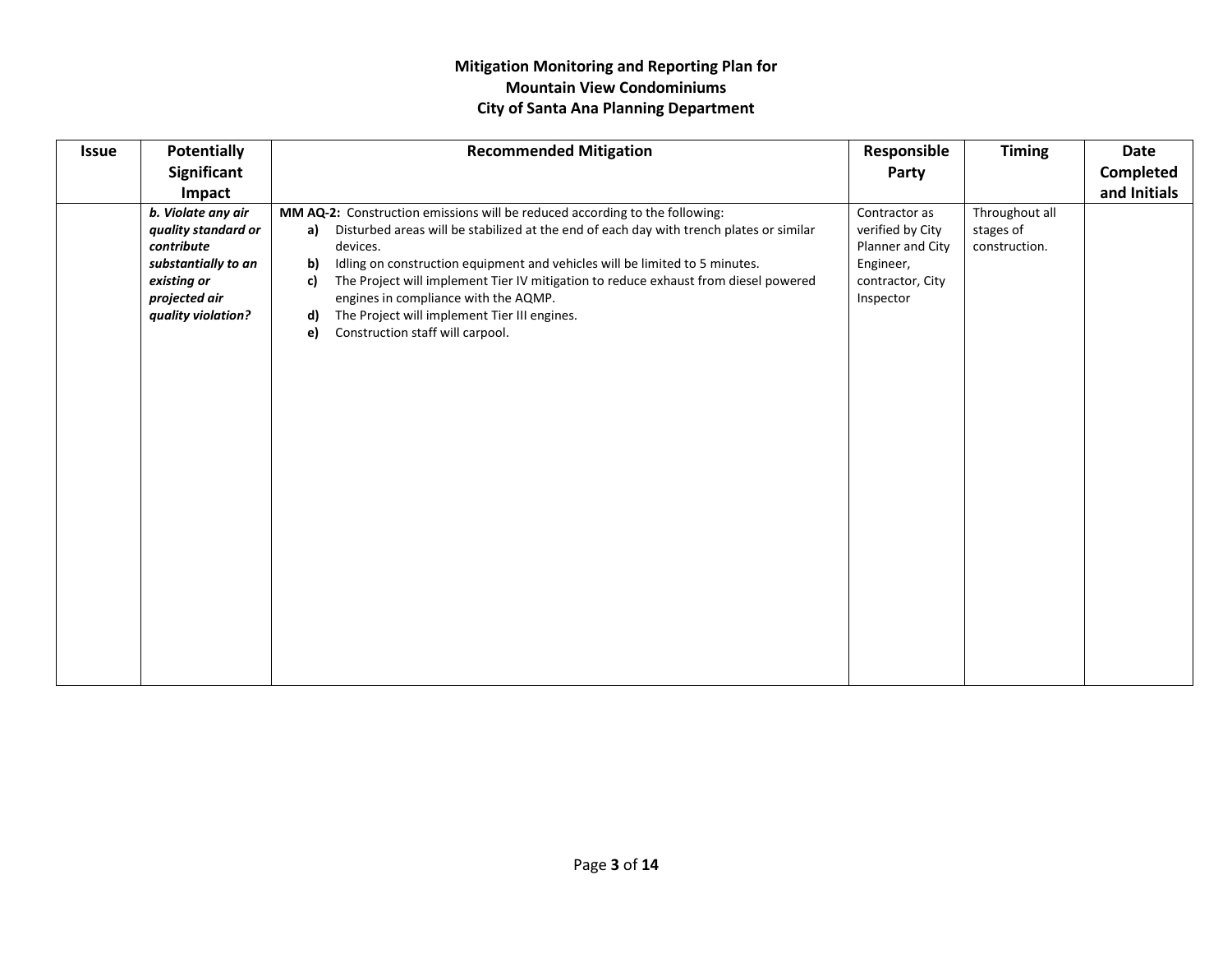**Mitigation Monitoring and Reporting Plan for**
**Mountain View Condominiums**
**City of Santa Ana Planning Department**

| Issue | Potentially Significant Impact | Recommended Mitigation | Responsible Party | Timing | Date Completed and Initials |
|---|---|---|---|---|---|
| | ***b. Violate any air quality standard or contribute substantially to an existing or projected air quality violation?*** | **MM AQ-2:** Construction emissions will be reduced according to the following:<br>**a)** Disturbed areas will be stabilized at the end of each day with trench plates or similar devices.<br>**b)** Idling on construction equipment and vehicles will be limited to 5 minutes.<br>**c)** The Project will implement Tier IV mitigation to reduce exhaust from diesel powered engines in compliance with the AQMP.<br>**d)** The Project will implement Tier III engines.<br>**e)** Construction staff will carpool. | Contractor as verified by City Planner and City Engineer, contractor, City Inspector | Throughout all stages of construction. | |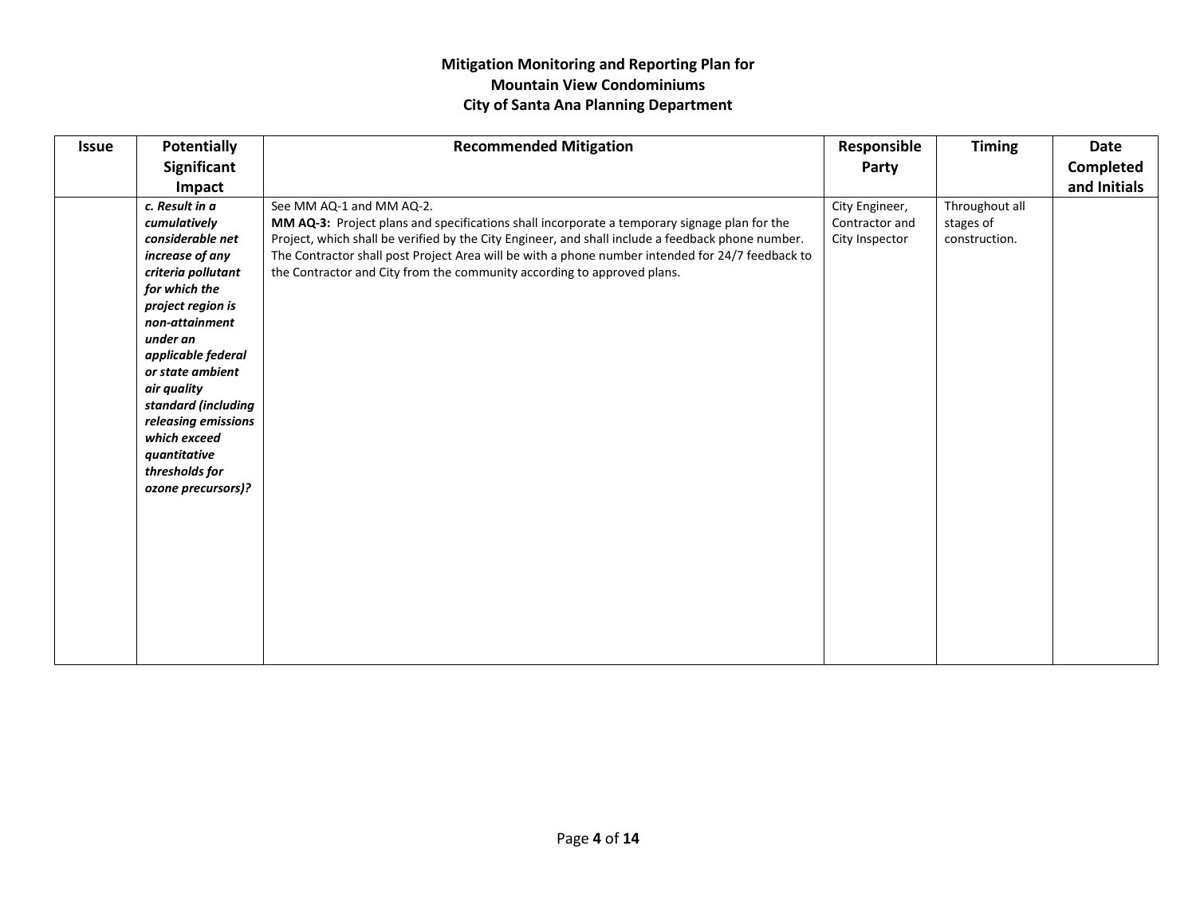# Mitigation Monitoring and Reporting Plan for
# Mountain View Condominiums
# City of Santa Ana Planning Department

| Issue | Potentially Significant Impact | Recommended Mitigation | Responsible Party | Timing | Date Completed and Initials |
|---|---|---|---|---|---|
| | ***c. Result in a cumulatively considerable net increase of any criteria pollutant for which the project region is non-attainment under an applicable federal or state ambient air quality standard (including releasing emissions which exceed quantitative thresholds for ozone precursors)?*** | See MM AQ-1 and MM AQ-2.<br>**MM AQ-3:** Project plans and specifications shall incorporate a temporary signage plan for the Project, which shall be verified by the City Engineer, and shall include a feedback phone number. The Contractor shall post Project Area will be with a phone number intended for 24/7 feedback to the Contractor and City from the community according to approved plans. | City Engineer, Contractor and City Inspector | Throughout all stages of construction. | |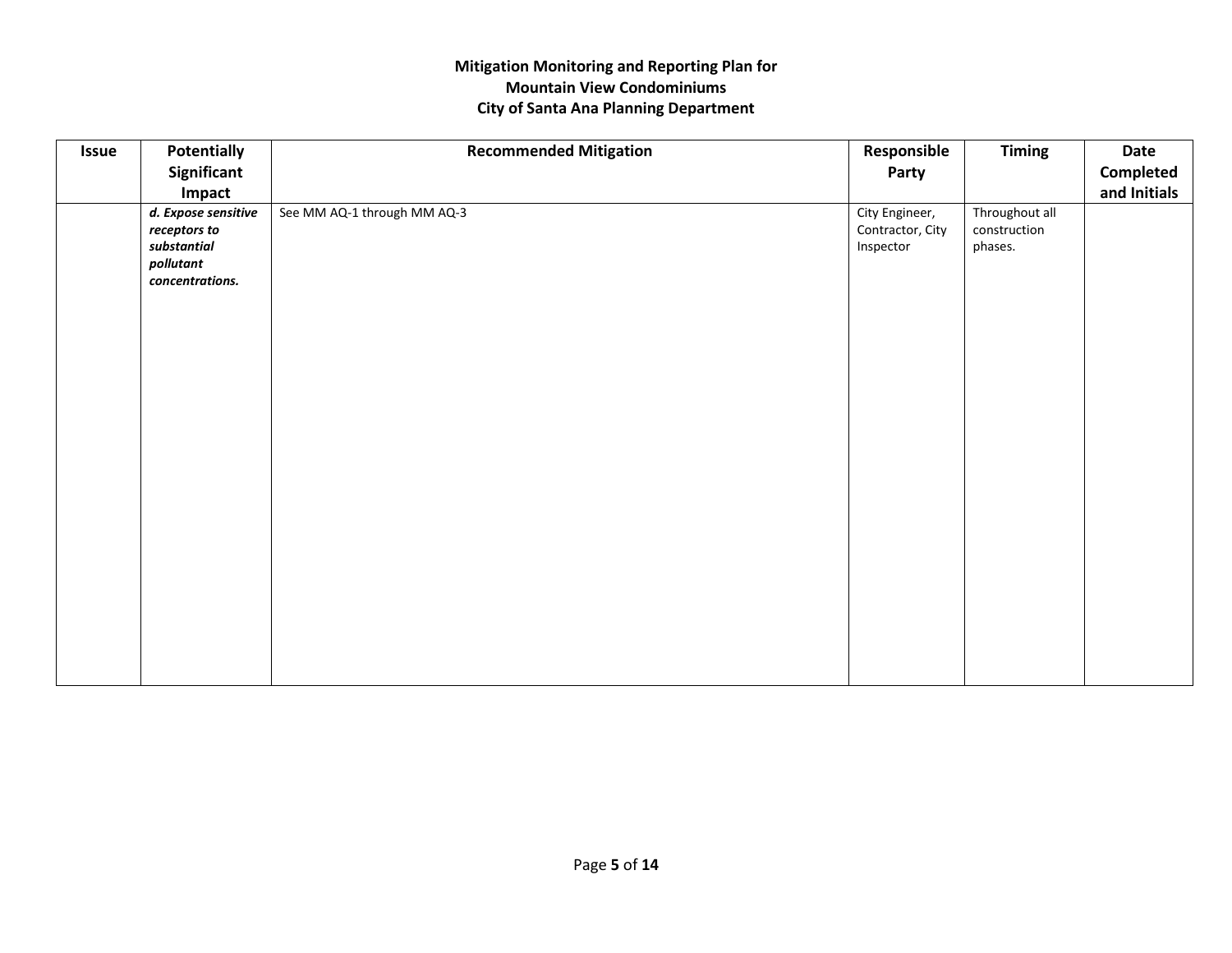**Mitigation Monitoring and Reporting Plan for**
**Mountain View Condominiums**
**City of Santa Ana Planning Department**

| Issue | Potentially Significant Impact | Recommended Mitigation | Responsible Party | Timing | Date Completed and Initials |
|---|---|---|---|---|---|
| | ***d. Expose sensitive receptors to substantial pollutant concentrations.*** | See MM AQ-1 through MM AQ-3 | City Engineer, Contractor, City Inspector | Throughout all construction phases. | |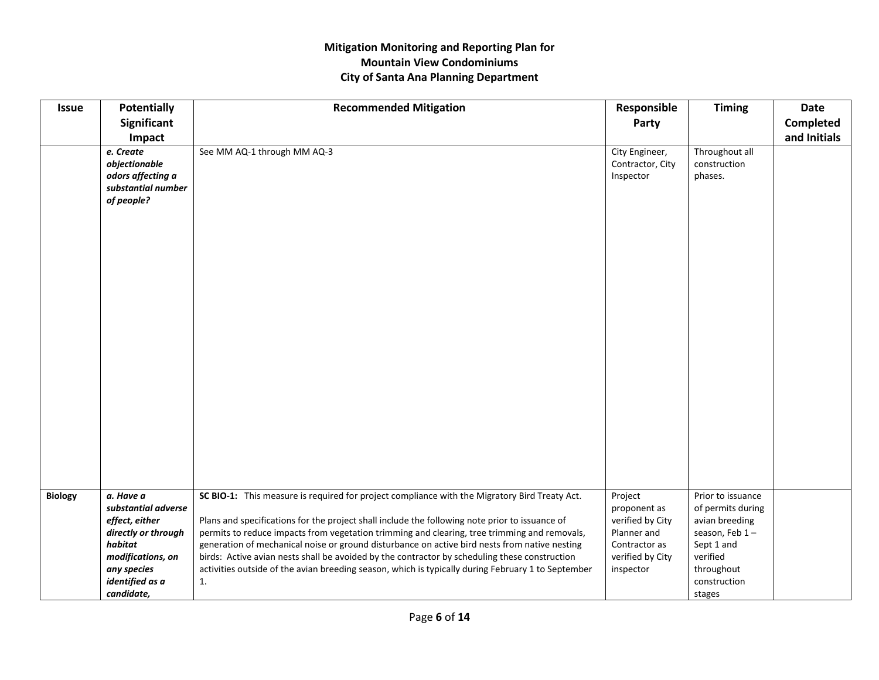# Mitigation Monitoring and Reporting Plan for Mountain View Condominiums City of Santa Ana Planning Department

| Issue | Potentially Significant Impact | Recommended Mitigation | Responsible Party | Timing | Date Completed and Initials |
|---|---|---|---|---|---|
| | ***e. Create objectionable odors affecting a substantial number of people?*** | See MM AQ-1 through MM AQ-3 | City Engineer, Contractor, City Inspector | Throughout all construction phases. | |
| **Biology** | ***a. Have a substantial adverse effect, either directly or through habitat modifications, on any species identified as a candidate,*** | **SC BIO-1:** This measure is required for project compliance with the Migratory Bird Treaty Act.<br><br>Plans and specifications for the project shall include the following note prior to issuance of permits to reduce impacts from vegetation trimming and clearing, tree trimming and removals, generation of mechanical noise or ground disturbance on active bird nests from native nesting birds: Active avian nests shall be avoided by the contractor by scheduling these construction activities outside of the avian breeding season, which is typically during February 1 to September 1. | Project proponent as verified by City Planner and Contractor as verified by City inspector | Prior to issuance of permits during avian breeding season, Feb 1 – Sept 1 and verified throughout construction stages | |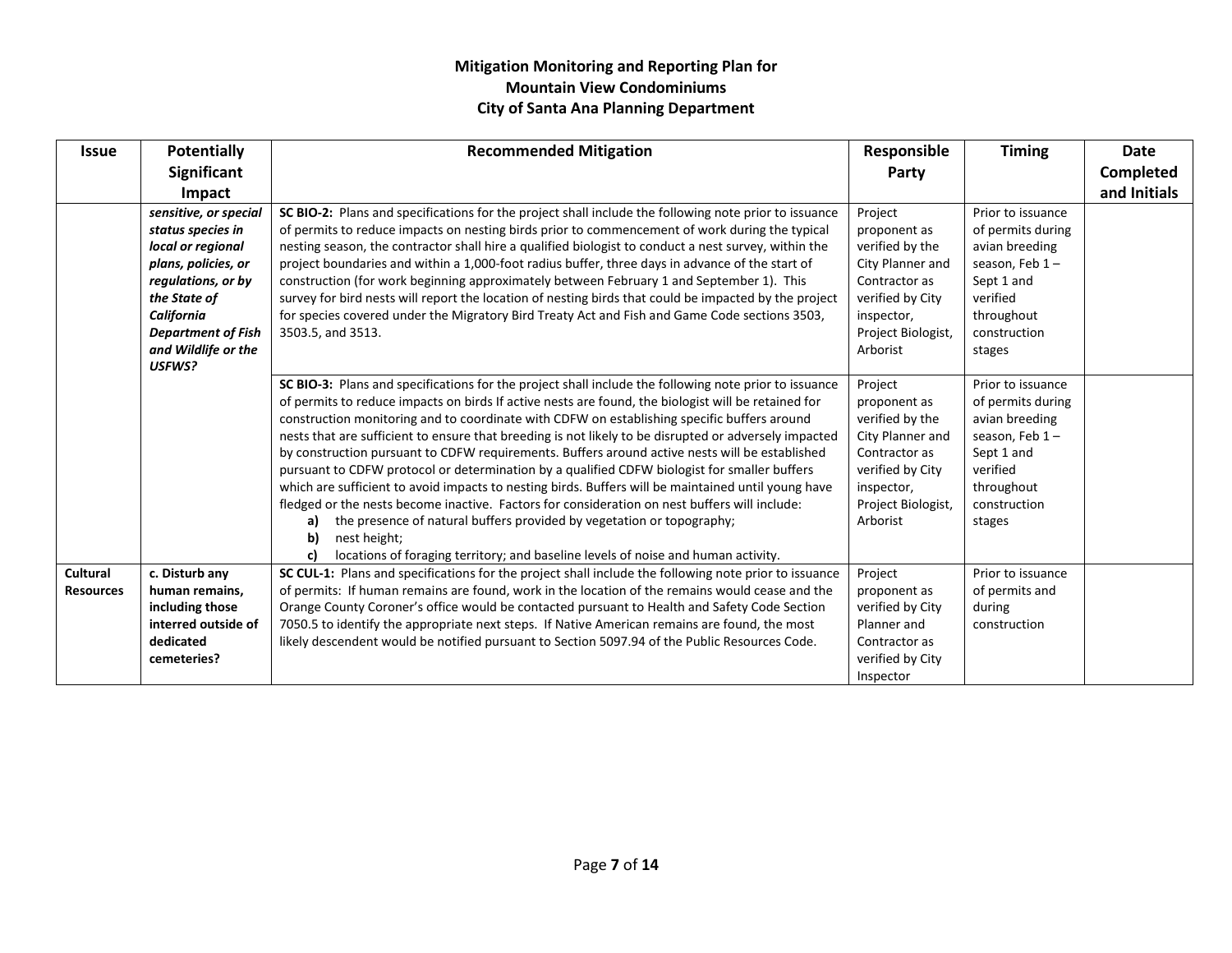# Mitigation Monitoring and Reporting Plan for Mountain View Condominiums City of Santa Ana Planning Department

| Issue | Potentially Significant Impact | Recommended Mitigation | Responsible Party | Timing | Date Completed and Initials |
|---|---|---|---|---|---|
| | ***sensitive, or special status species in local or regional plans, policies, or regulations, or by the State of California Department of Fish and Wildlife or the USFWS?*** | **SC BIO-2:** Plans and specifications for the project shall include the following note prior to issuance of permits to reduce impacts on nesting birds prior to commencement of work during the typical nesting season, the contractor shall hire a qualified biologist to conduct a nest survey, within the project boundaries and within a 1,000-foot radius buffer, three days in advance of the start of construction (for work beginning approximately between February 1 and September 1). This survey for bird nests will report the location of nesting birds that could be impacted by the project for species covered under the Migratory Bird Treaty Act and Fish and Game Code sections 3503, 3503.5, and 3513. | Project proponent as verified by the City Planner and Contractor as verified by City inspector, Project Biologist, Arborist | Prior to issuance of permits during avian breeding season, Feb 1 – Sept 1 and verified throughout construction stages | |
| | | **SC BIO-3:** Plans and specifications for the project shall include the following note prior to issuance of permits to reduce impacts on birds If active nests are found, the biologist will be retained for construction monitoring and to coordinate with CDFW on establishing specific buffers around nests that are sufficient to ensure that breeding is not likely to be disrupted or adversely impacted by construction pursuant to CDFW requirements. Buffers around active nests will be established pursuant to CDFW protocol or determination by a qualified CDFW biologist for smaller buffers which are sufficient to avoid impacts to nesting birds. Buffers will be maintained until young have fledged or the nests become inactive. Factors for consideration on nest buffers will include: **a)** the presence of natural buffers provided by vegetation or topography; **b)** nest height; **c)** locations of foraging territory; and baseline levels of noise and human activity. | Project proponent as verified by the City Planner and Contractor as verified by City inspector, Project Biologist, Arborist | Prior to issuance of permits during avian breeding season, Feb 1 – Sept 1 and verified throughout construction stages | |
| **Cultural Resources** | **c. Disturb any human remains, including those interred outside of dedicated cemeteries?** | **SC CUL-1:** Plans and specifications for the project shall include the following note prior to issuance of permits: If human remains are found, work in the location of the remains would cease and the Orange County Coroner's office would be contacted pursuant to Health and Safety Code Section 7050.5 to identify the appropriate next steps. If Native American remains are found, the most likely descendent would be notified pursuant to Section 5097.94 of the Public Resources Code. | Project proponent as verified by City Planner and Contractor as verified by City Inspector | Prior to issuance of permits and during construction | |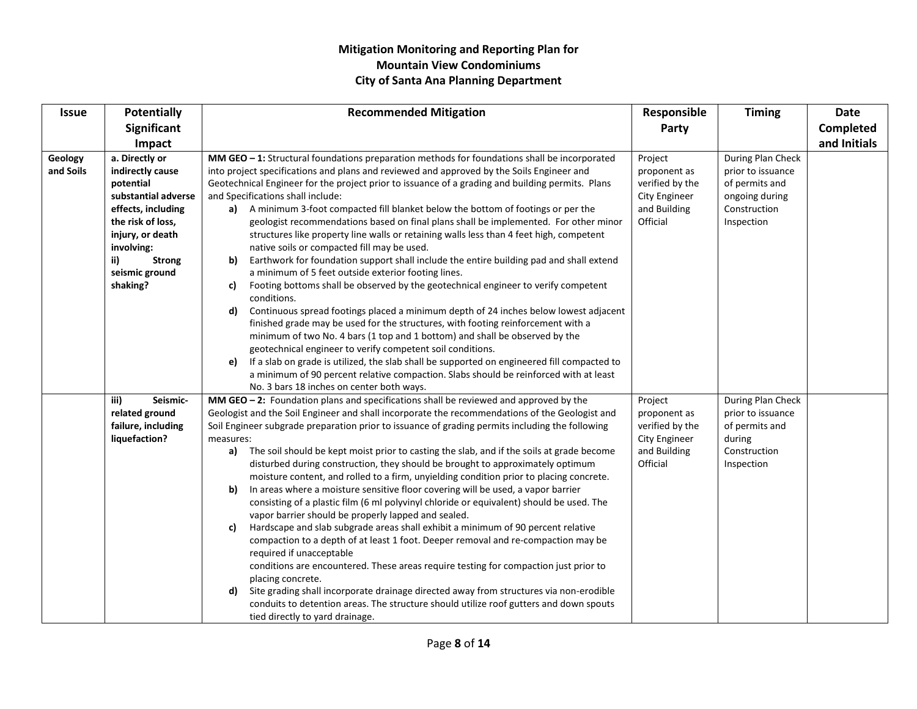**Mitigation Monitoring and Reporting Plan for**
**Mountain View Condominiums**
**City of Santa Ana Planning Department**

| Issue | Potentially Significant Impact | Recommended Mitigation | Responsible Party | Timing | Date Completed and Initials |
|---|---|---|---|---|---|
| **Geology and Soils** | **a. Directly or indirectly cause potential substantial adverse effects, including the risk of loss, injury, or death involving:**<br>**ii) Strong seismic ground shaking?** | **MM GEO – 1:** Structural foundations preparation methods for foundations shall be incorporated into project specifications and plans and reviewed and approved by the Soils Engineer and Geotechnical Engineer for the project prior to issuance of a grading and building permits. Plans and Specifications shall include:<br>**a)** A minimum 3-foot compacted fill blanket below the bottom of footings or per the geologist recommendations based on final plans shall be implemented. For other minor structures like property line walls or retaining walls less than 4 feet high, competent native soils or compacted fill may be used.<br>**b)** Earthwork for foundation support shall include the entire building pad and shall extend a minimum of 5 feet outside exterior footing lines.<br>**c)** Footing bottoms shall be observed by the geotechnical engineer to verify competent conditions.<br>**d)** Continuous spread footings placed a minimum depth of 24 inches below lowest adjacent finished grade may be used for the structures, with footing reinforcement with a minimum of two No. 4 bars (1 top and 1 bottom) and shall be observed by the geotechnical engineer to verify competent soil conditions.<br>**e)** If a slab on grade is utilized, the slab shall be supported on engineered fill compacted to a minimum of 90 percent relative compaction. Slabs should be reinforced with at least No. 3 bars 18 inches on center both ways. | Project proponent as verified by the City Engineer and Building Official | During Plan Check prior to issuance of permits and ongoing during Construction Inspection | |
| | **iii) Seismic-related ground failure, including liquefaction?** | **MM GEO – 2:** Foundation plans and specifications shall be reviewed and approved by the Geologist and the Soil Engineer and shall incorporate the recommendations of the Geologist and Soil Engineer subgrade preparation prior to issuance of grading permits including the following measures:<br>**a)** The soil should be kept moist prior to casting the slab, and if the soils at grade become disturbed during construction, they should be brought to approximately optimum moisture content, and rolled to a firm, unyielding condition prior to placing concrete.<br>**b)** In areas where a moisture sensitive floor covering will be used, a vapor barrier consisting of a plastic film (6 ml polyvinyl chloride or equivalent) should be used. The vapor barrier should be properly lapped and sealed.<br>**c)** Hardscape and slab subgrade areas shall exhibit a minimum of 90 percent relative compaction to a depth of at least 1 foot. Deeper removal and re-compaction may be required if unacceptable conditions are encountered. These areas require testing for compaction just prior to placing concrete.<br>**d)** Site grading shall incorporate drainage directed away from structures via non-erodible conduits to detention areas. The structure should utilize roof gutters and down spouts tied directly to yard drainage. | Project proponent as verified by the City Engineer and Building Official | During Plan Check prior to issuance of permits and during Construction Inspection | |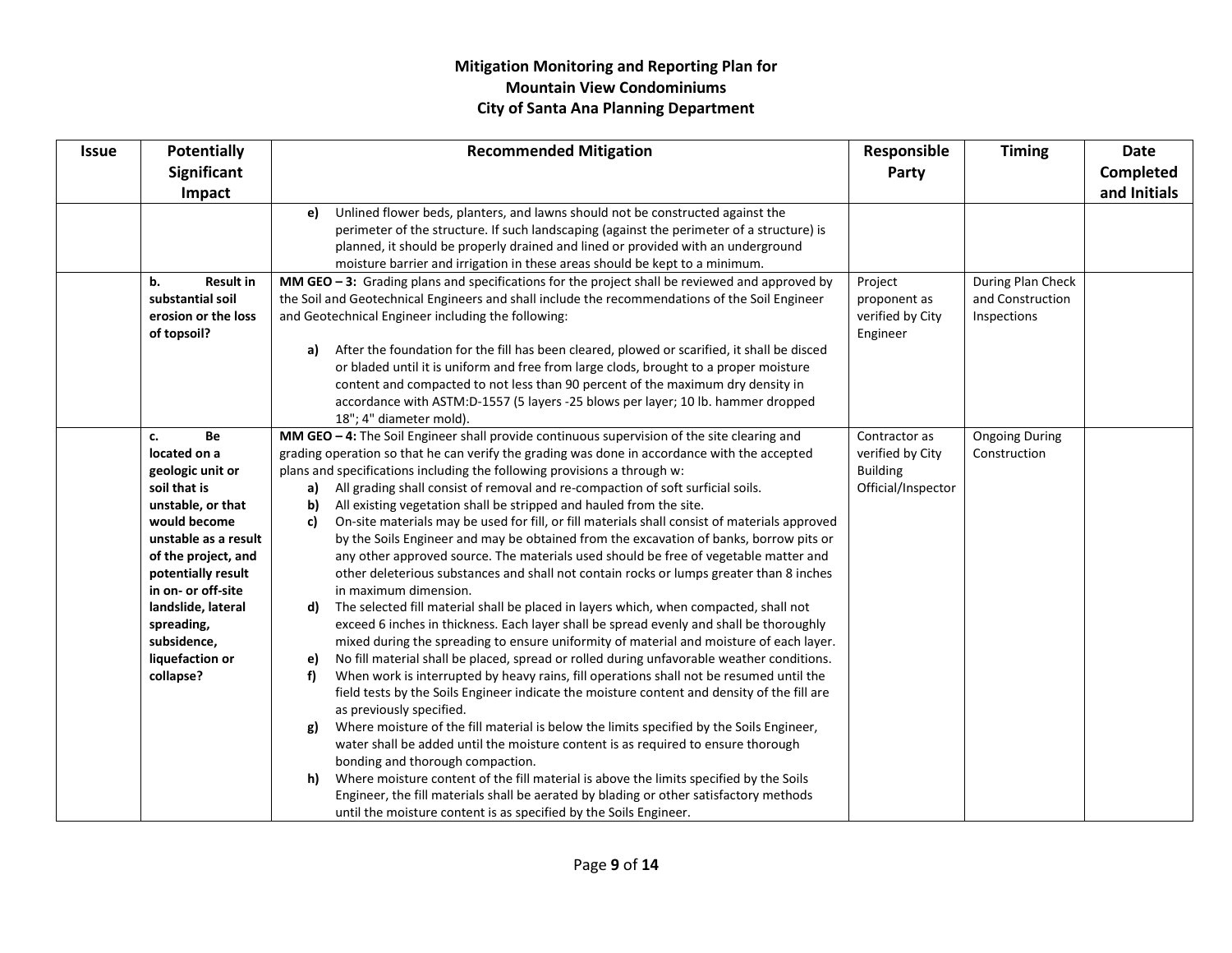**Mitigation Monitoring and Reporting Plan for**
**Mountain View Condominiums**
**City of Santa Ana Planning Department**

| Issue | Potentially Significant Impact | Recommended Mitigation | Responsible Party | Timing | Date Completed and Initials |
|---|---|---|---|---|---|
| | | **e)** Unlined flower beds, planters, and lawns should not be constructed against the perimeter of the structure. If such landscaping (against the perimeter of a structure) is planned, it should be properly drained and lined or provided with an underground moisture barrier and irrigation in these areas should be kept to a minimum. | | | |
| | **b. Result in substantial soil erosion or the loss of topsoil?** | **MM GEO – 3:** Grading plans and specifications for the project shall be reviewed and approved by the Soil and Geotechnical Engineers and shall include the recommendations of the Soil Engineer and Geotechnical Engineer including the following:<br><br>**a)** After the foundation for the fill has been cleared, plowed or scarified, it shall be disced or bladed until it is uniform and free from large clods, brought to a proper moisture content and compacted to not less than 90 percent of the maximum dry density in accordance with ASTM:D-1557 (5 layers -25 blows per layer; 10 lb. hammer dropped 18"; 4" diameter mold). | Project proponent as verified by City Engineer | During Plan Check and Construction Inspections | |
| | **c. Be located on a geologic unit or soil that is unstable, or that would become unstable as a result of the project, and potentially result in on- or off-site landslide, lateral spreading, subsidence, liquefaction or collapse?** | **MM GEO – 4:** The Soil Engineer shall provide continuous supervision of the site clearing and grading operation so that he can verify the grading was done in accordance with the accepted plans and specifications including the following provisions a through w:<br>**a)** All grading shall consist of removal and re-compaction of soft surficial soils.<br>**b)** All existing vegetation shall be stripped and hauled from the site.<br>**c)** On-site materials may be used for fill, or fill materials shall consist of materials approved by the Soils Engineer and may be obtained from the excavation of banks, borrow pits or any other approved source. The materials used should be free of vegetable matter and other deleterious substances and shall not contain rocks or lumps greater than 8 inches in maximum dimension.<br>**d)** The selected fill material shall be placed in layers which, when compacted, shall not exceed 6 inches in thickness. Each layer shall be spread evenly and shall be thoroughly mixed during the spreading to ensure uniformity of material and moisture of each layer.<br>**e)** No fill material shall be placed, spread or rolled during unfavorable weather conditions.<br>**f)** When work is interrupted by heavy rains, fill operations shall not be resumed until the field tests by the Soils Engineer indicate the moisture content and density of the fill are as previously specified.<br>**g)** Where moisture of the fill material is below the limits specified by the Soils Engineer, water shall be added until the moisture content is as required to ensure thorough bonding and thorough compaction.<br>**h)** Where moisture content of the fill material is above the limits specified by the Soils Engineer, the fill materials shall be aerated by blading or other satisfactory methods until the moisture content is as specified by the Soils Engineer. | Contractor as verified by City Building Official/Inspector | Ongoing During Construction | |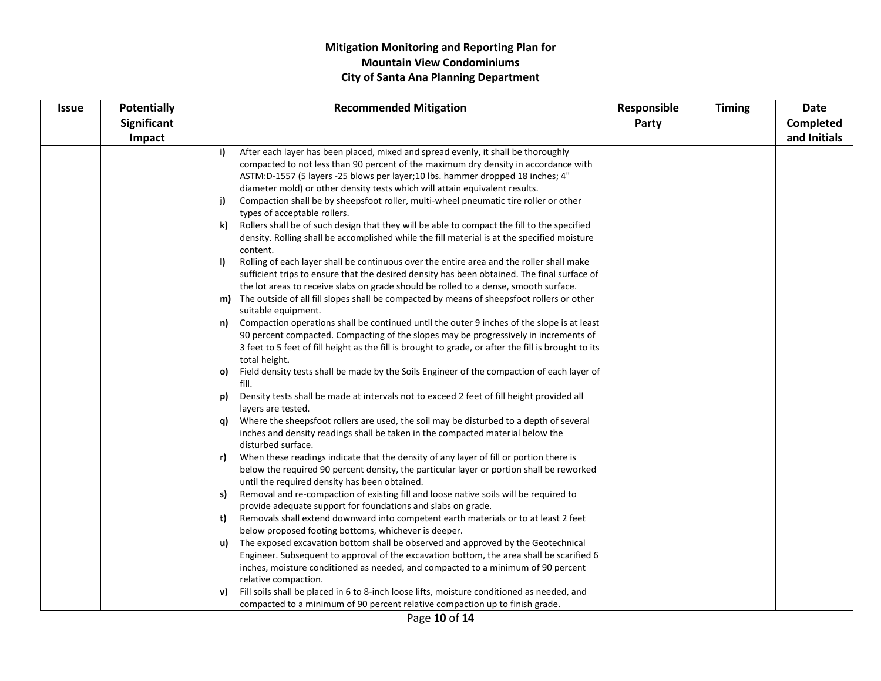# Mitigation Monitoring and Reporting Plan for Mountain View Condominiums City of Santa Ana Planning Department

| Issue | Potentially Significant Impact | Recommended Mitigation | Responsible Party | Timing | Date Completed and Initials |
|---|---|---|---|---|---|
| | | **i)** After each layer has been placed, mixed and spread evenly, it shall be thoroughly compacted to not less than 90 percent of the maximum dry density in accordance with ASTM:D-1557 (5 layers -25 blows per layer;10 lbs. hammer dropped 18 inches; 4" diameter mold) or other density tests which will attain equivalent results.<br>**j)** Compaction shall be by sheepsfoot roller, multi-wheel pneumatic tire roller or other types of acceptable rollers.<br>**k)** Rollers shall be of such design that they will be able to compact the fill to the specified density. Rolling shall be accomplished while the fill material is at the specified moisture content.<br>**l)** Rolling of each layer shall be continuous over the entire area and the roller shall make sufficient trips to ensure that the desired density has been obtained. The final surface of the lot areas to receive slabs on grade should be rolled to a dense, smooth surface.<br>**m)** The outside of all fill slopes shall be compacted by means of sheepsfoot rollers or other suitable equipment.<br>**n)** Compaction operations shall be continued until the outer 9 inches of the slope is at least 90 percent compacted. Compacting of the slopes may be progressively in increments of 3 feet to 5 feet of fill height as the fill is brought to grade, or after the fill is brought to its total height.<br>**o)** Field density tests shall be made by the Soils Engineer of the compaction of each layer of fill.<br>**p)** Density tests shall be made at intervals not to exceed 2 feet of fill height provided all layers are tested.<br>**q)** Where the sheepsfoot rollers are used, the soil may be disturbed to a depth of several inches and density readings shall be taken in the compacted material below the disturbed surface.<br>**r)** When these readings indicate that the density of any layer of fill or portion there is below the required 90 percent density, the particular layer or portion shall be reworked until the required density has been obtained.<br>**s)** Removal and re-compaction of existing fill and loose native soils will be required to provide adequate support for foundations and slabs on grade.<br>**t)** Removals shall extend downward into competent earth materials or to at least 2 feet below proposed footing bottoms, whichever is deeper.<br>**u)** The exposed excavation bottom shall be observed and approved by the Geotechnical Engineer. Subsequent to approval of the excavation bottom, the area shall be scarified 6 inches, moisture conditioned as needed, and compacted to a minimum of 90 percent relative compaction.<br>**v)** Fill soils shall be placed in 6 to 8-inch loose lifts, moisture conditioned as needed, and compacted to a minimum of 90 percent relative compaction up to finish grade. | | | |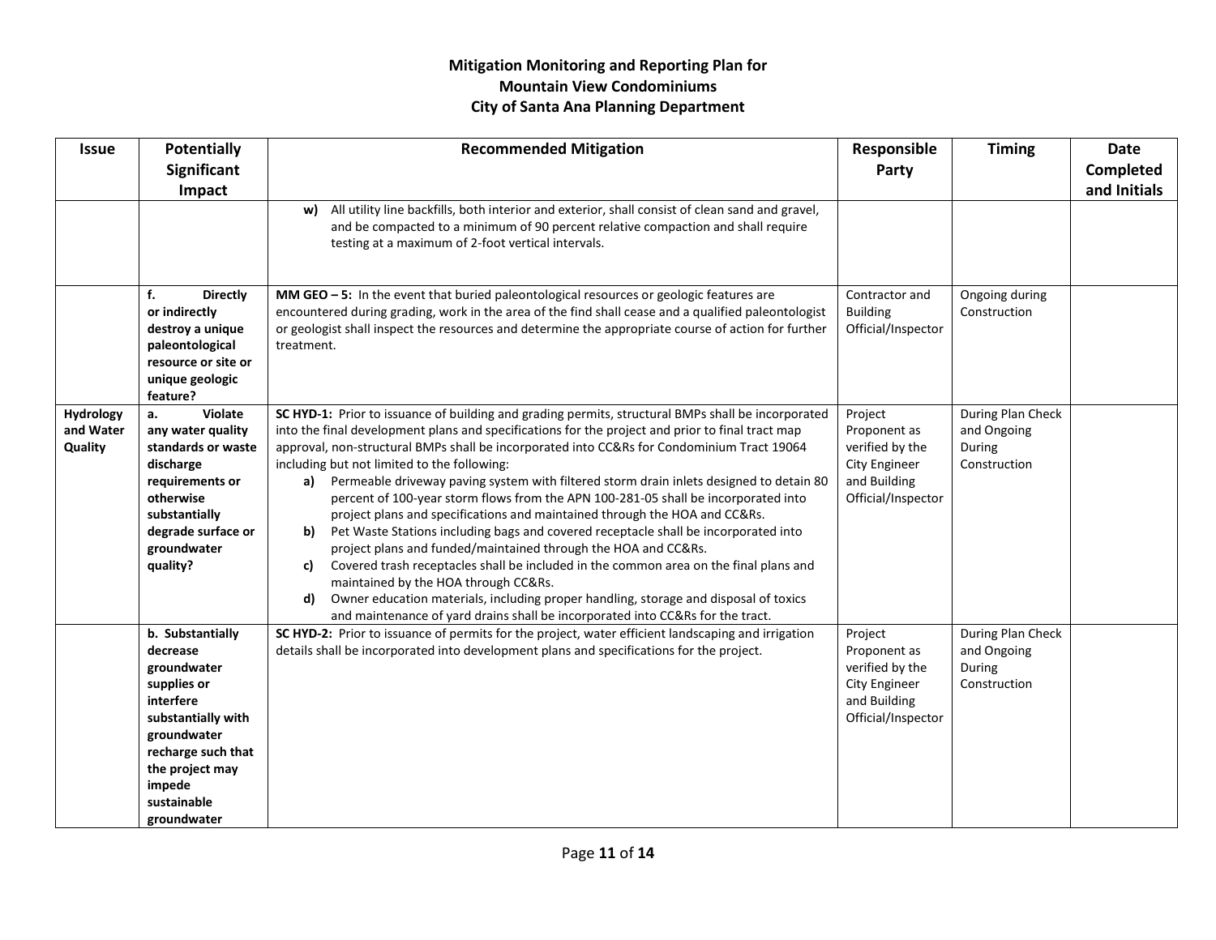# Mitigation Monitoring and Reporting Plan for Mountain View Condominiums City of Santa Ana Planning Department

| Issue | Potentially Significant Impact | Recommended Mitigation | Responsible Party | Timing | Date Completed and Initials |
|---|---|---|---|---|---|
| | | **w)** All utility line backfills, both interior and exterior, shall consist of clean sand and gravel, and be compacted to a minimum of 90 percent relative compaction and shall require testing at a maximum of 2-foot vertical intervals. | | | |
| | **f. Directly or indirectly destroy a unique paleontological resource or site or unique geologic feature?** | **MM GEO – 5:** In the event that buried paleontological resources or geologic features are encountered during grading, work in the area of the find shall cease and a qualified paleontologist or geologist shall inspect the resources and determine the appropriate course of action for further treatment. | Contractor and Building Official/Inspector | Ongoing during Construction | |
| **Hydrology and Water Quality** | **a. Violate any water quality standards or waste discharge requirements or otherwise substantially degrade surface or groundwater quality?** | **SC HYD-1:** Prior to issuance of building and grading permits, structural BMPs shall be incorporated into the final development plans and specifications for the project and prior to final tract map approval, non-structural BMPs shall be incorporated into CC&Rs for Condominium Tract 19064 including but not limited to the following:<br>**a)** Permeable driveway paving system with filtered storm drain inlets designed to detain 80 percent of 100-year storm flows from the APN 100-281-05 shall be incorporated into project plans and specifications and maintained through the HOA and CC&Rs.<br>**b)** Pet Waste Stations including bags and covered receptacle shall be incorporated into project plans and funded/maintained through the HOA and CC&Rs.<br>**c)** Covered trash receptacles shall be included in the common area on the final plans and maintained by the HOA through CC&Rs.<br>**d)** Owner education materials, including proper handling, storage and disposal of toxics and maintenance of yard drains shall be incorporated into CC&Rs for the tract. | Project Proponent as verified by the City Engineer and Building Official/Inspector | During Plan Check and Ongoing During Construction | |
| | **b. Substantially decrease groundwater supplies or interfere substantially with groundwater recharge such that the project may impede sustainable groundwater** | **SC HYD-2:** Prior to issuance of permits for the project, water efficient landscaping and irrigation details shall be incorporated into development plans and specifications for the project. | Project Proponent as verified by the City Engineer and Building Official/Inspector | During Plan Check and Ongoing During Construction | |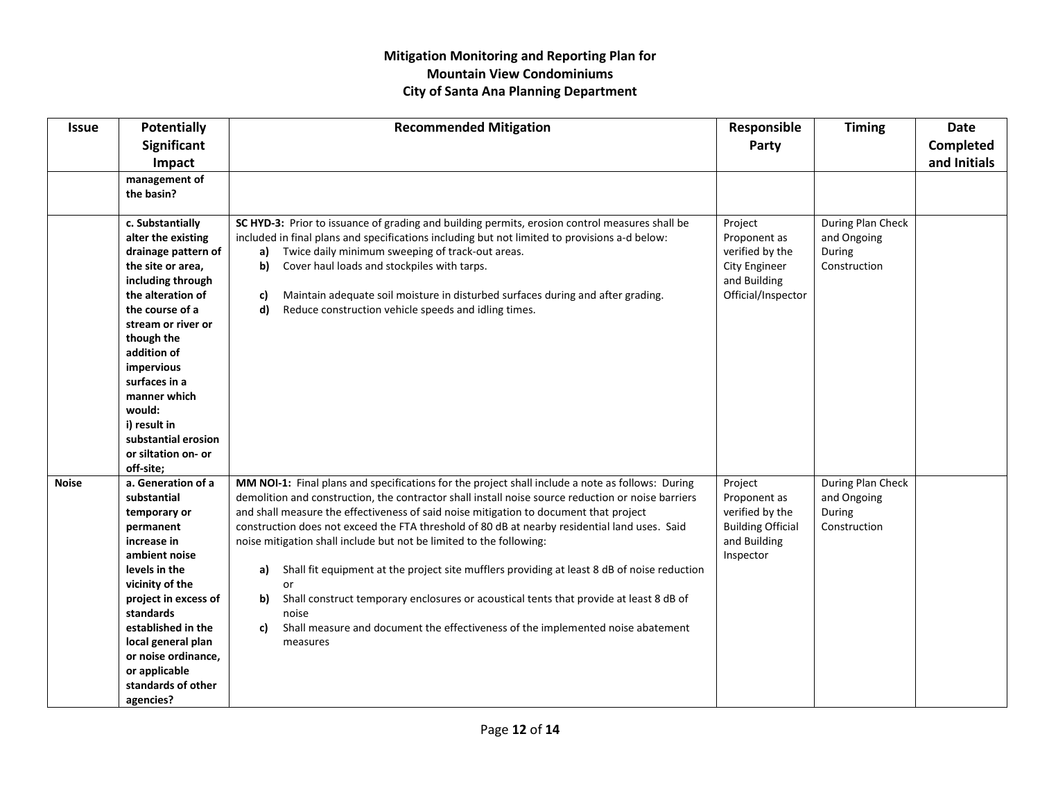# Mitigation Monitoring and Reporting Plan for Mountain View Condominiums City of Santa Ana Planning Department

| Issue | Potentially Significant Impact | Recommended Mitigation | Responsible Party | Timing | Date Completed and Initials |
|---|---|---|---|---|---|
| | **management of the basin?** | | | | |
| | **c. Substantially alter the existing drainage pattern of the site or area, including through the alteration of the course of a stream or river or though the addition of impervious surfaces in a manner which would: i) result in substantial erosion or siltation on- or off-site;** | **SC HYD-3:** Prior to issuance of grading and building permits, erosion control measures shall be included in final plans and specifications including but not limited to provisions a-d below: **a)** Twice daily minimum sweeping of track-out areas. **b)** Cover haul loads and stockpiles with tarps. **c)** Maintain adequate soil moisture in disturbed surfaces during and after grading. **d)** Reduce construction vehicle speeds and idling times. | Project Proponent as verified by the City Engineer and Building Official/Inspector | During Plan Check and Ongoing During Construction | |
| **Noise** | **a. Generation of a substantial temporary or permanent increase in ambient noise levels in the vicinity of the project in excess of standards established in the local general plan or noise ordinance, or applicable standards of other agencies?** | **MM NOI-1:** Final plans and specifications for the project shall include a note as follows: During demolition and construction, the contractor shall install noise source reduction or noise barriers and shall measure the effectiveness of said noise mitigation to document that project construction does not exceed the FTA threshold of 80 dB at nearby residential land uses. Said noise mitigation shall include but not be limited to the following: **a)** Shall fit equipment at the project site mufflers providing at least 8 dB of noise reduction or **b)** Shall construct temporary enclosures or acoustical tents that provide at least 8 dB of noise **c)** Shall measure and document the effectiveness of the implemented noise abatement measures | Project Proponent as verified by the Building Official and Building Inspector | During Plan Check and Ongoing During Construction | |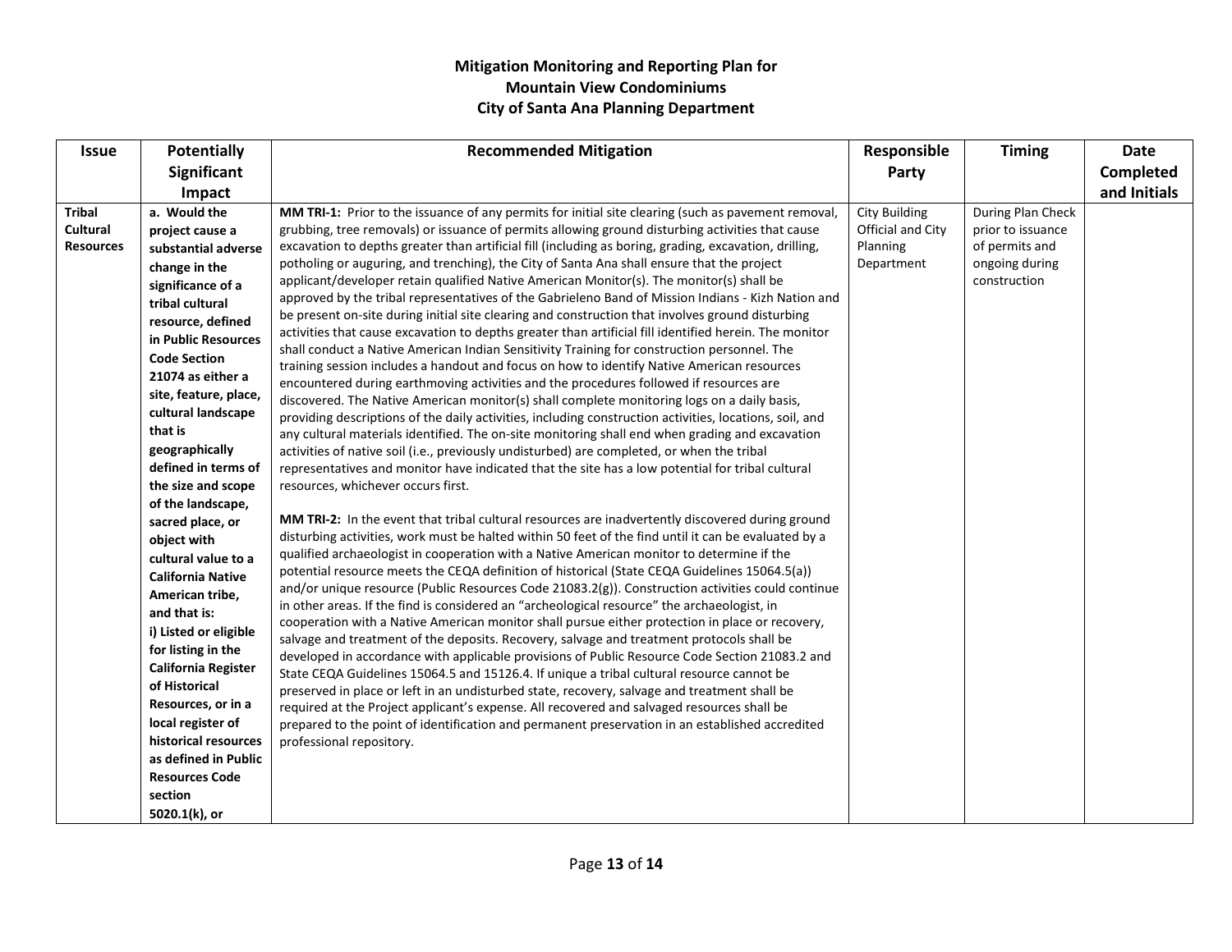## Mitigation Monitoring and Reporting Plan for Mountain View Condominiums City of Santa Ana Planning Department

| Issue | Potentially Significant Impact | Recommended Mitigation | Responsible Party | Timing | Date Completed and Initials |
|---|---|---|---|---|---|
| **Tribal Cultural Resources** | **a. Would the project cause a substantial adverse change in the significance of a tribal cultural resource, defined in Public Resources Code Section 21074 as either a site, feature, place, cultural landscape that is geographically defined in terms of the size and scope of the landscape, sacred place, or object with cultural value to a California Native American tribe, and that is:**<br>**i) Listed or eligible for listing in the California Register of Historical Resources, or in a local register of historical resources as defined in Public Resources Code section 5020.1(k), or** | **MM TRI-1:** Prior to the issuance of any permits for initial site clearing (such as pavement removal, grubbing, tree removals) or issuance of permits allowing ground disturbing activities that cause excavation to depths greater than artificial fill (including as boring, grading, excavation, drilling, potholing or auguring, and trenching), the City of Santa Ana shall ensure that the project applicant/developer retain qualified Native American Monitor(s). The monitor(s) shall be approved by the tribal representatives of the Gabrieleno Band of Mission Indians - Kizh Nation and be present on-site during initial site clearing and construction that involves ground disturbing activities that cause excavation to depths greater than artificial fill identified herein. The monitor shall conduct a Native American Indian Sensitivity Training for construction personnel. The training session includes a handout and focus on how to identify Native American resources encountered during earthmoving activities and the procedures followed if resources are discovered. The Native American monitor(s) shall complete monitoring logs on a daily basis, providing descriptions of the daily activities, including construction activities, locations, soil, and any cultural materials identified. The on-site monitoring shall end when grading and excavation activities of native soil (i.e., previously undisturbed) are completed, or when the tribal representatives and monitor have indicated that the site has a low potential for tribal cultural resources, whichever occurs first.<br><br>**MM TRI-2:** In the event that tribal cultural resources are inadvertently discovered during ground disturbing activities, work must be halted within 50 feet of the find until it can be evaluated by a qualified archaeologist in cooperation with a Native American monitor to determine if the potential resource meets the CEQA definition of historical (State CEQA Guidelines 15064.5(a)) and/or unique resource (Public Resources Code 21083.2(g)). Construction activities could continue in other areas. If the find is considered an "archeological resource" the archaeologist, in cooperation with a Native American monitor shall pursue either protection in place or recovery, salvage and treatment of the deposits. Recovery, salvage and treatment protocols shall be developed in accordance with applicable provisions of Public Resource Code Section 21083.2 and State CEQA Guidelines 15064.5 and 15126.4. If unique a tribal cultural resource cannot be preserved in place or left in an undisturbed state, recovery, salvage and treatment shall be required at the Project applicant's expense. All recovered and salvaged resources shall be prepared to the point of identification and permanent preservation in an established accredited professional repository. | City Building Official and City Planning Department | During Plan Check prior to issuance of permits and ongoing during construction | |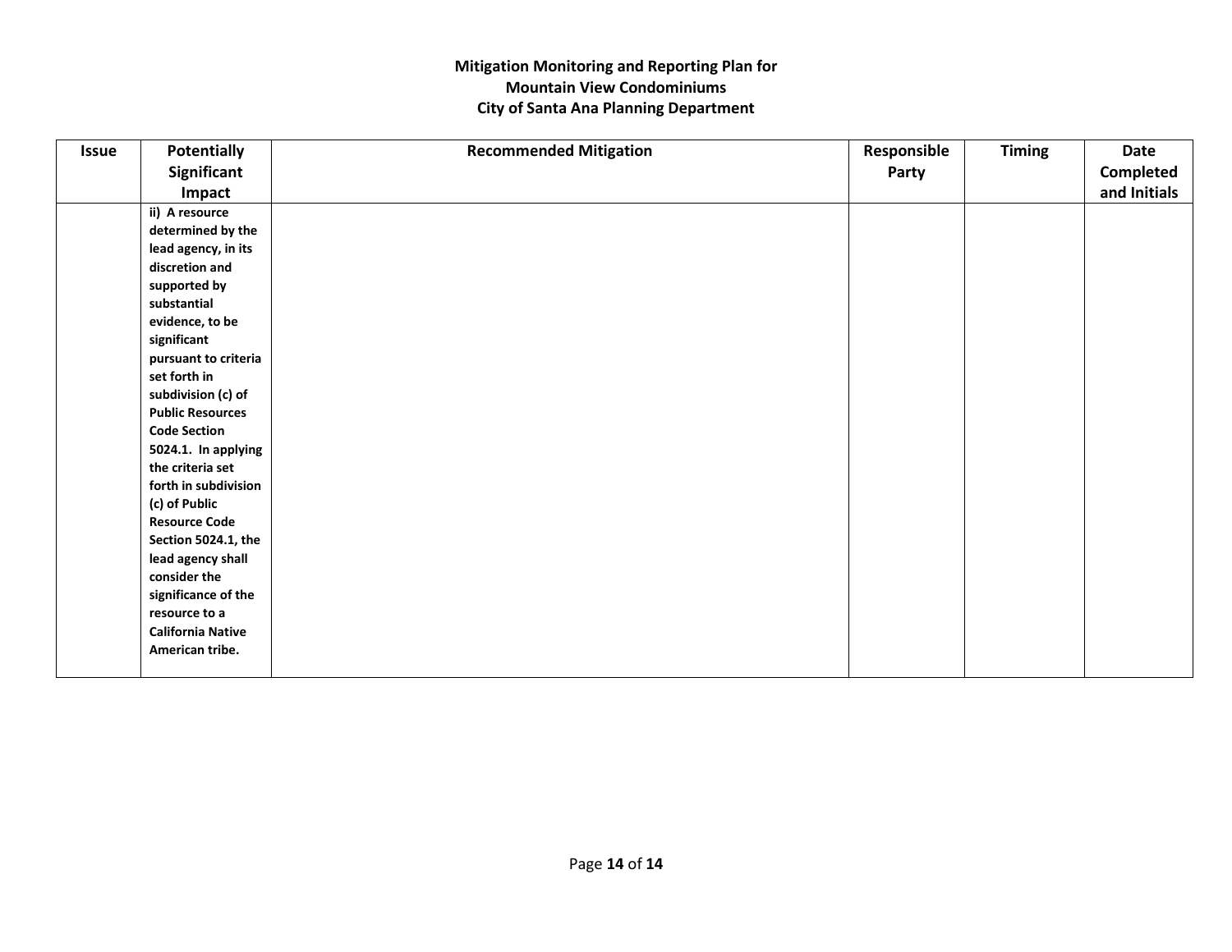**Mitigation Monitoring and Reporting Plan for**
**Mountain View Condominiums**
**City of Santa Ana Planning Department**

| Issue | Potentially Significant Impact | Recommended Mitigation | Responsible Party | Timing | Date Completed and Initials |
|---|---|---|---|---|---|
| | **ii) A resource determined by the lead agency, in its discretion and supported by substantial evidence, to be significant pursuant to criteria set forth in subdivision (c) of Public Resources Code Section 5024.1. In applying the criteria set forth in subdivision (c) of Public Resource Code Section 5024.1, the lead agency shall consider the significance of the resource to a California Native American tribe.** | | | | |